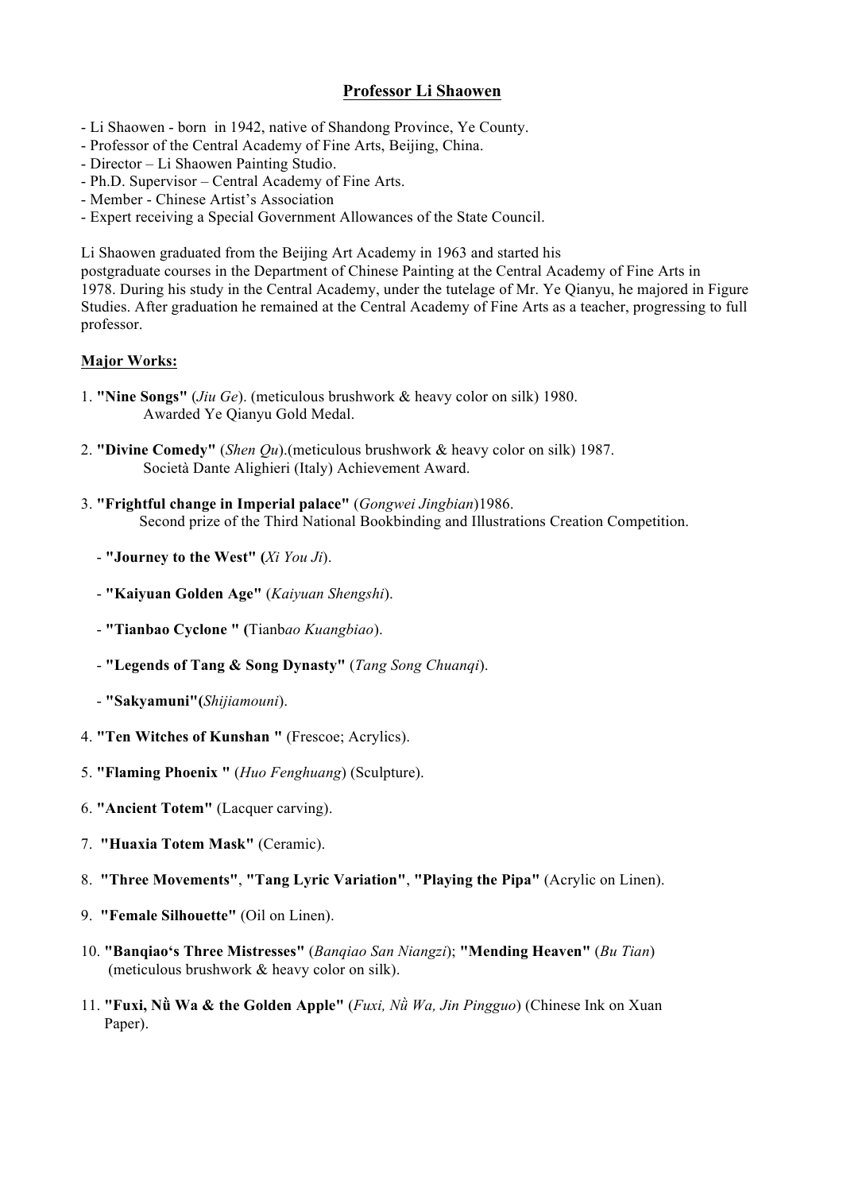# **Professor Li Shaowen**

- Li Shaowen - born in 1942, native of Shandong Province, Ye County.
- Professor of the Central Academy of Fine Arts, Beijing, China.
- Director – Li Shaowen Painting Studio.
- Ph.D. Supervisor – Central Academy of Fine Arts.
- Member - Chinese Artist's Association
- Expert receiving a Special Government Allowances of the State Council.

Li Shaowen graduated from the Beijing Art Academy in 1963 and started his postgraduate courses in the Department of Chinese Painting at the Central Academy of Fine Arts in 1978. During his study in the Central Academy, under the tutelage of Mr. Ye Qianyu, he majored in Figure Studies. After graduation he remained at the Central Academy of Fine Arts as a teacher, progressing to full professor.

## **Major Works:**

1. **"Nine Songs"** (*Jiu Ge*). (meticulous brushwork & heavy color on silk) 1980.
   Awarded Ye Qianyu Gold Medal.

2. **"Divine Comedy"** (*Shen Qu*).(meticulous brushwork & heavy color on silk) 1987.
   Società Dante Alighieri (Italy) Achievement Award.

3. **"Frightful change in Imperial palace"** (*Gongwei Jingbian*)1986.
   Second prize of the Third National Bookbinding and Illustrations Creation Competition.

   - **"Journey to the West" (***Xi You Ji*).
   - **"Kaiyuan Golden Age"** (*Kaiyuan Shengshi*).
   - **"Tianbao Cyclone " (**Tianb*ao Kuangbiao*).
   - **"Legends of Tang & Song Dynasty"** (*Tang Song Chuanqi*).
   - **"Sakyamuni"(***Shijiamouni*).

4. **"Ten Witches of Kunshan "** (Frescoe; Acrylics).

5. **"Flaming Phoenix "** (*Huo Fenghuang*) (Sculpture).

6. **"Ancient Totem"** (Lacquer carving).

7. **"Huaxia Totem Mask"** (Ceramic).

8. **"Three Movements"**, **"Tang Lyric Variation"**, **"Playing the Pipa"** (Acrylic on Linen).

9. **"Female Silhouette"** (Oil on Linen).

10. **"Banqiao's Three Mistresses"** (*Banqiao San Niangzi*); **"Mending Heaven"** (*Bu Tian*) (meticulous brushwork & heavy color on silk).

11. **"Fuxi, Nǚ Wa & the Golden Apple"** (*Fuxi, Nǚ Wa, Jin Pingguo*) (Chinese Ink on Xuan Paper).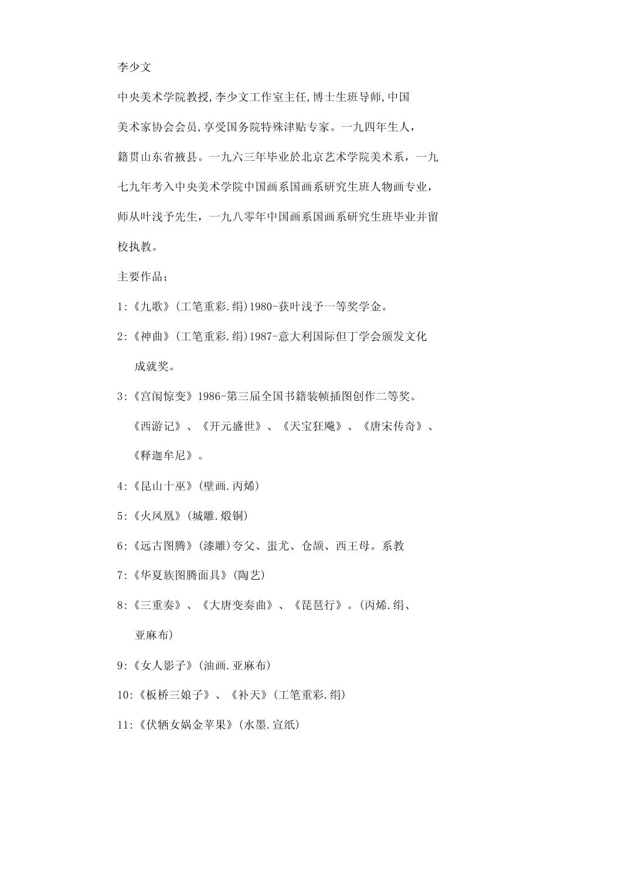李少文

中央美术学院教授,李少文工作室主任,博士生班导师,中国

美术家协会会员,享受国务院特殊津贴专家。一九四年生人,

籍贯山东省掖县。一九六三年毕业於北京艺术学院美术系，一九

七九年考入中央美术学院中国画系国画系研究生班人物画专业，

师从叶浅予先生，一九八零年中国画系国画系研究生班毕业并留

校执教。

主要作品；

1:《九歌》(工笔重彩.绢)1980-获叶浅予一等奖学金。

2:《神曲》(工笔重彩.绢)1987-意大利国际但丁学会颁发文化成就奖。

3:《宫闱惊变》1986-第三届全国书籍装帧插图创作二等奖。

《西游记》、《开元盛世》、《天宝狂飚》、《唐宋传奇》、《释迦牟尼》。

4:《昆山十巫》(壁画.丙烯)

5:《火凤凰》(城雕.煅铜)

6:《远古图腾》(漆雕)夸父、蚩尤、仓颉、西王母。系教

7:《华夏族图腾面具》(陶艺)

8:《三重奏》、《大唐变奏曲》、《琵琶行》。(丙烯.绢、亚麻布)

9:《女人影子》(油画.亚麻布)

10:《板桥三娘子》、《补天》(工笔重彩.绢)

11:《伏牺女娲金苹果》(水墨.宣纸)